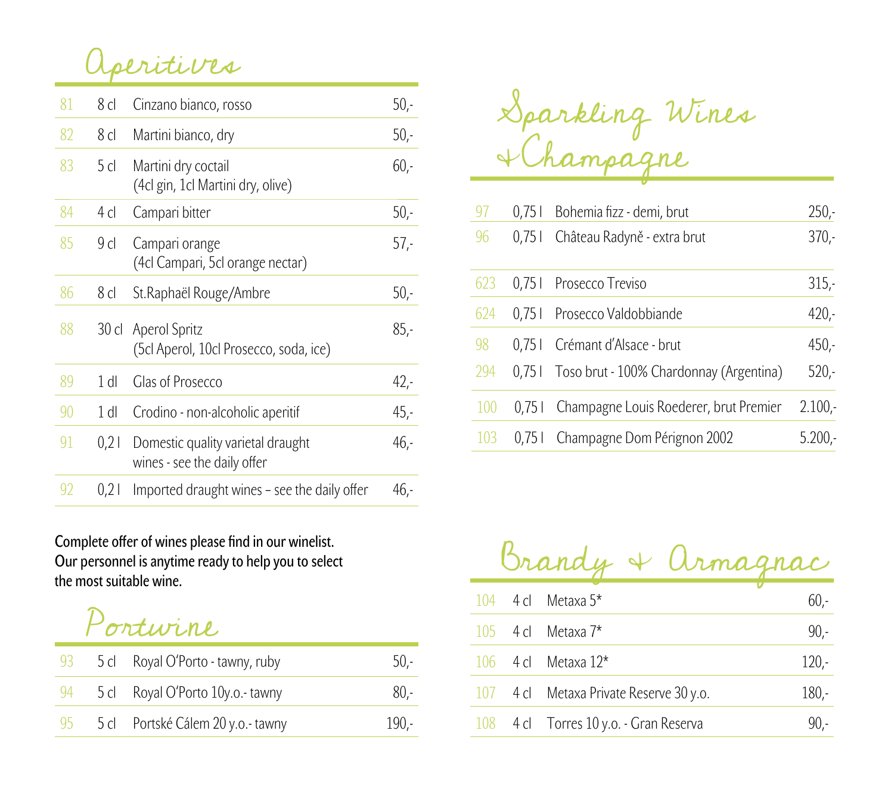# Aperitives

| | | | |
|---|---|---|---|
| 81 | 8 cl | Cinzano bianco, rosso | 50,- |
| 82 | 8 cl | Martini bianco, dry | 50,- |
| 83 | 5 cl | Martini dry coctail (4cl gin, 1cl Martini dry, olive) | 60,- |
| 84 | 4 cl | Campari bitter | 50,- |
| 85 | 9 cl | Campari orange (4cl Campari, 5cl orange nectar) | 57,- |
| 86 | 8 cl | St.Raphaël Rouge/Ambre | 50,- |
| 88 | 30 cl | Aperol Spritz (5cl Aperol, 10cl Prosecco, soda, ice) | 85,- |
| 89 | 1 dl | Glas of Prosecco | 42,- |
| 90 | 1 dl | Crodino - non-alcoholic aperitif | 45,- |
| 91 | 0,2 l | Domestic quality varietal draught wines - see the daily offer | 46,- |
| 92 | 0,2 l | Imported draught wines – see the daily offer | 46,- |

**Complete offer of wines please find in our winelist. Our personnel is anytime ready to help you to select the most suitable wine.**

# Portwine

| | | | |
|---|---|---|---|
| 93 | 5 cl | Royal O'Porto - tawny, ruby | 50,- |
| 94 | 5 cl | Royal O'Porto 10y.o.- tawny | 80,- |
| 95 | 5 cl | Portské Cálem 20 y.o.- tawny | 190,- |

# Sparkling Wines & Champagne

| | | | |
|---|---|---|---|
| 97 | 0,75 l | Bohemia fizz - demi, brut | 250,- |
| 96 | 0,75 l | Château Radyně - extra brut | 370,- |
| 623 | 0,75 l | Prosecco Treviso | 315,- |
| 624 | 0,75 l | Prosecco Valdobbiande | 420,- |
| 98 | 0,75 l | Crémant d'Alsace - brut | 450,- |
| 294 | 0,75 l | Toso brut - 100% Chardonnay (Argentina) | 520,- |
| 100 | 0,75 l | Champagne Louis Roederer, brut Premier | 2.100,- |
| 103 | 0,75 l | Champagne Dom Pérignon 2002 | 5.200,- |

# Brandy & Armagnac

| | | | |
|---|---|---|---|
| 104 | 4 cl | Metaxa 5* | 60,- |
| 105 | 4 cl | Metaxa 7* | 90,- |
| 106 | 4 cl | Metaxa 12* | 120,- |
| 107 | 4 cl | Metaxa Private Reserve 30 y.o. | 180,- |
| 108 | 4 cl | Torres 10 y.o. - Gran Reserva | 90,- |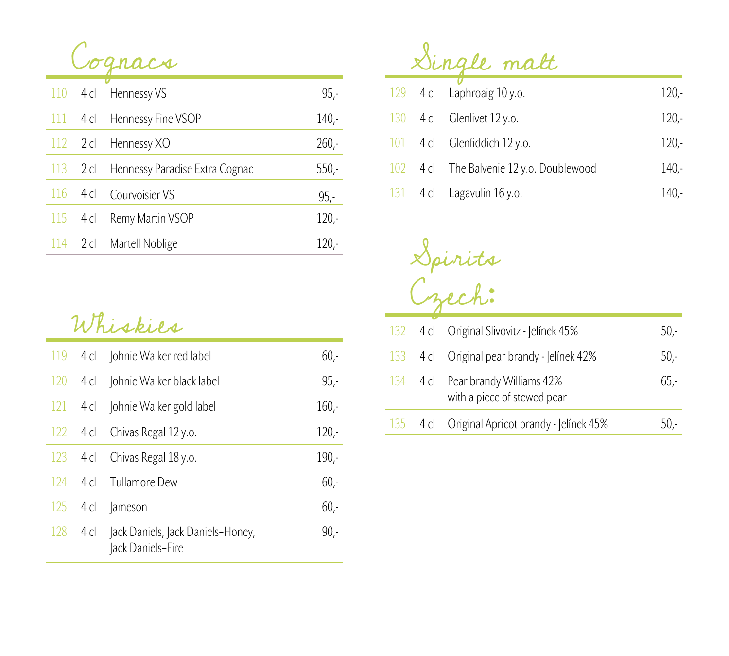## Cognacs

| | | | |
|---|---|---|---|
| 110 | 4 cl | Hennessy VS | 95,- |
| 111 | 4 cl | Hennessy Fine VSOP | 140,- |
| 112 | 2 cl | Hennessy XO | 260,- |
| 113 | 2 cl | Hennessy Paradise Extra Cognac | 550,- |
| 116 | 4 cl | Courvoisier VS | 95,- |
| 115 | 4 cl | Remy Martin VSOP | 120,- |
| 114 | 2 cl | Martell Noblige | 120,- |

## Whiskies

| | | | |
|---|---|---|---|
| 119 | 4 cl | Johnie Walker red label | 60,- |
| 120 | 4 cl | Johnie Walker black label | 95,- |
| 121 | 4 cl | Johnie Walker gold label | 160,- |
| 122 | 4 cl | Chivas Regal 12 y.o. | 120,- |
| 123 | 4 cl | Chivas Regal 18 y.o. | 190,- |
| 124 | 4 cl | Tullamore Dew | 60,- |
| 125 | 4 cl | Jameson | 60,- |
| 128 | 4 cl | Jack Daniels, Jack Daniels-Honey, Jack Daniels-Fire | 90,- |

## Single malt

| | | | |
|---|---|---|---|
| 129 | 4 cl | Laphroaig 10 y.o. | 120,- |
| 130 | 4 cl | Glenlivet 12 y.o. | 120,- |
| 101 | 4 cl | Glenfiddich 12 y.o. | 120,- |
| 102 | 4 cl | The Balvenie 12 y.o. Doublewood | 140,- |
| 131 | 4 cl | Lagavulin 16 y.o. | 140,- |

## Spirits

### Czech:

| | | | |
|---|---|---|---|
| 132 | 4 cl | Original Slivovitz - Jelínek 45% | 50,- |
| 133 | 4 cl | Original pear brandy - Jelínek 42% | 50,- |
| 134 | 4 cl | Pear brandy Williams 42% with a piece of stewed pear | 65,- |
| 135 | 4 cl | Original Apricot brandy - Jelínek 45% | 50,- |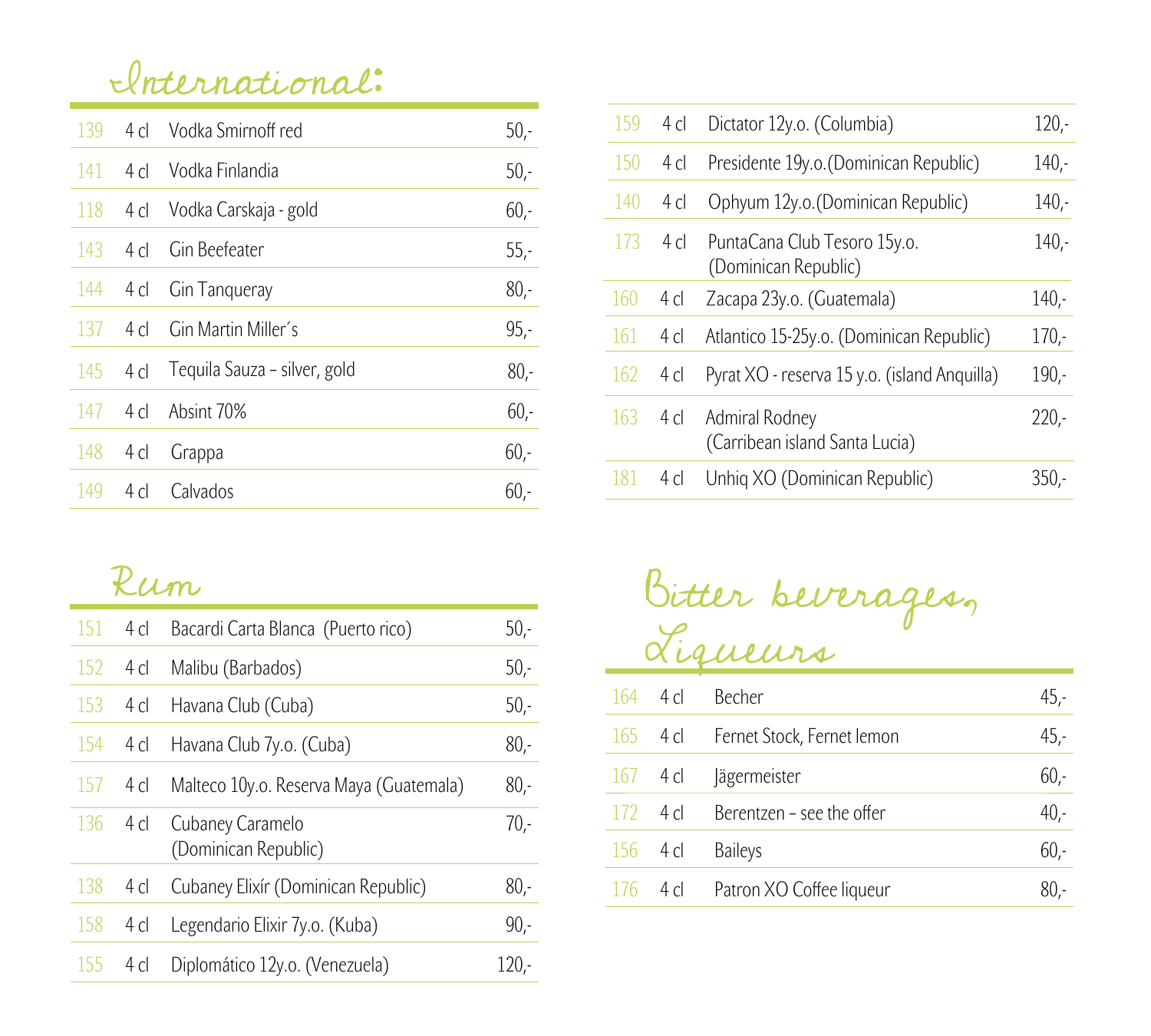## International:

| | | | |
|---|---|---|---|
| 139 | 4 cl | Vodka Smirnoff red | 50,- |
| 141 | 4 cl | Vodka Finlandia | 50,- |
| 118 | 4 cl | Vodka Carskaja - gold | 60,- |
| 143 | 4 cl | Gin Beefeater | 55,- |
| 144 | 4 cl | Gin Tanqueray | 80,- |
| 137 | 4 cl | Gin Martin Miller´s | 95,- |
| 145 | 4 cl | Tequila Sauza – silver, gold | 80,- |
| 147 | 4 cl | Absint 70% | 60,- |
| 148 | 4 cl | Grappa | 60,- |
| 149 | 4 cl | Calvados | 60,- |

## Rum

| | | | |
|---|---|---|---|
| 151 | 4 cl | Bacardi Carta Blanca (Puerto rico) | 50,- |
| 152 | 4 cl | Malibu (Barbados) | 50,- |
| 153 | 4 cl | Havana Club (Cuba) | 50,- |
| 154 | 4 cl | Havana Club 7y.o. (Cuba) | 80,- |
| 157 | 4 cl | Malteco 10y.o. Reserva Maya (Guatemala) | 80,- |
| 136 | 4 cl | Cubaney Caramelo (Dominican Republic) | 70,- |
| 138 | 4 cl | Cubaney Elixír (Dominican Republic) | 80,- |
| 158 | 4 cl | Legendario Elixir 7y.o. (Kuba) | 90,- |
| 155 | 4 cl | Diplomático 12y.o. (Venezuela) | 120,- |
| 159 | 4 cl | Dictator 12y.o. (Columbia) | 120,- |
| 150 | 4 cl | Presidente 19y.o.(Dominican Republic) | 140,- |
| 140 | 4 cl | Ophyum 12y.o.(Dominican Republic) | 140,- |
| 173 | 4 cl | PuntaCana Club Tesoro 15y.o. (Dominican Republic) | 140,- |
| 160 | 4 cl | Zacapa 23y.o. (Guatemala) | 140,- |
| 161 | 4 cl | Atlantico 15-25y.o. (Dominican Republic) | 170,- |
| 162 | 4 cl | Pyrat XO - reserva 15 y.o. (island Anquilla) | 190,- |
| 163 | 4 cl | Admiral Rodney (Carribean island Santa Lucia) | 220,- |
| 181 | 4 cl | Unhiq XO (Dominican Republic) | 350,- |

## Bitter beverages, Liqueurs

| | | | |
|---|---|---|---|
| 164 | 4 cl | Becher | 45,- |
| 165 | 4 cl | Fernet Stock, Fernet lemon | 45,- |
| 167 | 4 cl | Jägermeister | 60,- |
| 172 | 4 cl | Berentzen – see the offer | 40,- |
| 156 | 4 cl | Baileys | 60,- |
| 176 | 4 cl | Patron XO Coffee liqueur | 80,- |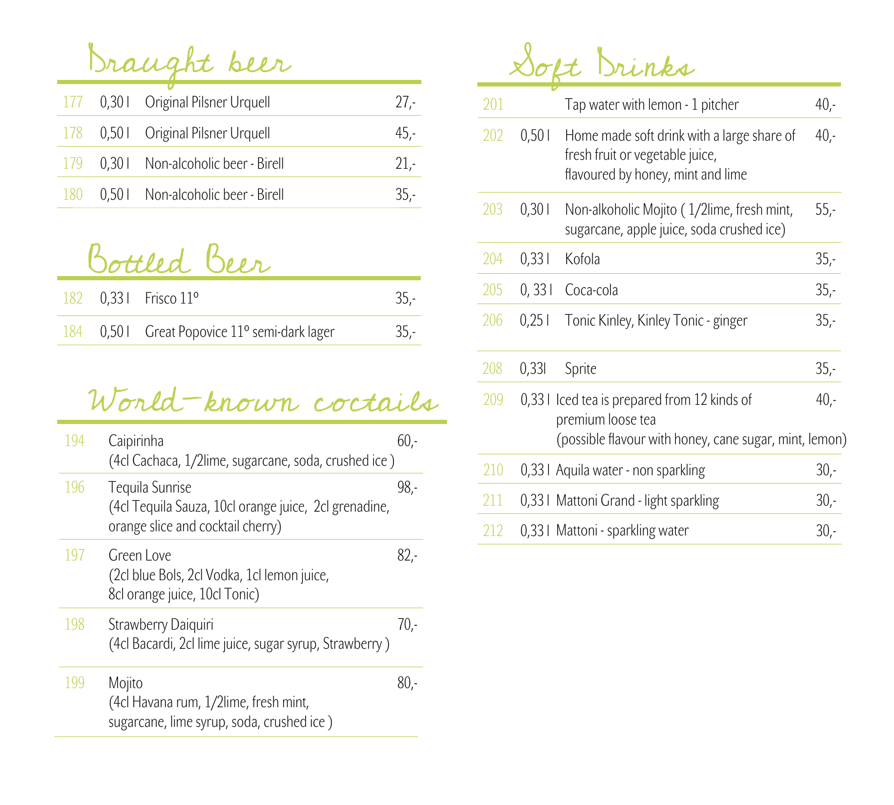## Draught beer

| | | | |
|---|---|---|---|
| 177 | 0,30 l | Original Pilsner Urquell | 27,- |
| 178 | 0,50 l | Original Pilsner Urquell | 45,- |
| 179 | 0,30 l | Non-alcoholic beer - Birell | 21,- |
| 180 | 0,50 l | Non-alcoholic beer - Birell | 35,- |

## Bottled Beer

| | | | |
|---|---|---|---|
| 182 | 0,33 l | Frisco 11º | 35,- |
| 184 | 0,50 l | Great Popovice 11º semi-dark lager | 35,- |

## World-known coctails

| | | |
|---|---|---|
| 194 | Caipirinha<br>(4cl Cachaca, 1/2lime, sugarcane, soda, crushed ice ) | 60,- |
| 196 | Tequila Sunrise<br>(4cl Tequila Sauza, 10cl orange juice, 2cl grenadine, orange slice and cocktail cherry) | 98,- |
| 197 | Green Love<br>(2cl blue Bols, 2cl Vodka, 1cl lemon juice, 8cl orange juice, 10cl Tonic) | 82,- |
| 198 | Strawberry Daiquiri<br>(4cl Bacardi, 2cl lime juice, sugar syrup, Strawberry ) | 70,- |
| 199 | Mojito<br>(4cl Havana rum, 1/2lime, fresh mint, sugarcane, lime syrup, soda, crushed ice ) | 80,- |

## Soft Drinks

| | | | |
|---|---|---|---|
| 201 | | Tap water with lemon - 1 pitcher | 40,- |
| 202 | 0,50 l | Home made soft drink with a large share of fresh fruit or vegetable juice, flavoured by honey, mint and lime | 40,- |
| 203 | 0,30 l | Non-alkoholic Mojito ( 1/2lime, fresh mint, sugarcane, apple juice, soda crushed ice) | 55,- |
| 204 | 0,33 l | Kofola | 35,- |
| 205 | 0, 33 l | Coca-cola | 35,- |
| 206 | 0,25 l | Tonic Kinley, Kinley Tonic - ginger | 35,- |
| 208 | 0,33l | Sprite | 35,- |
| 209 | 0,33 l | Iced tea is prepared from 12 kinds of premium loose tea (possible flavour with honey, cane sugar, mint, lemon) | 40,- |
| 210 | 0,33 l | Aquila water - non sparkling | 30,- |
| 211 | 0,33 l | Mattoni Grand - light sparkling | 30,- |
| 212 | 0,33 l | Mattoni - sparkling water | 30,- |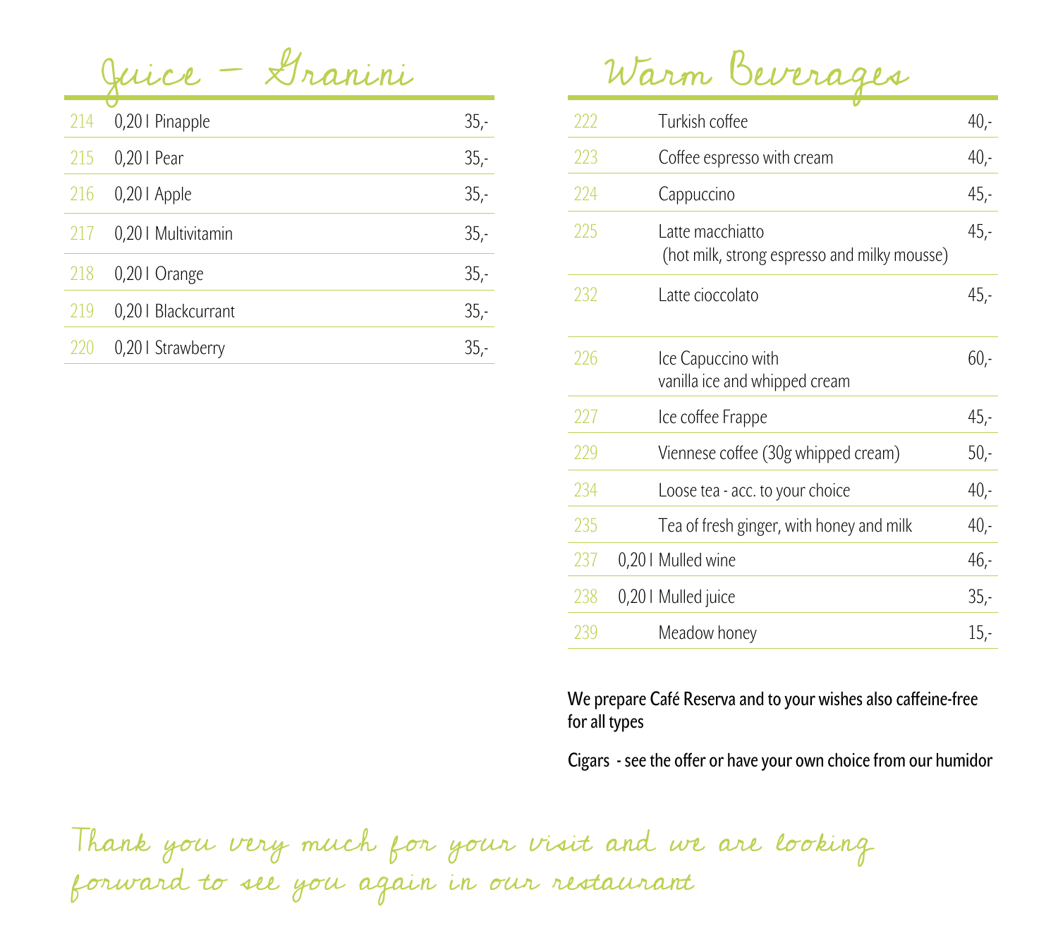## Juice – Granini

| | | |
|---|---|---|
| 214 | 0,20 l Pinapple | 35,- |
| 215 | 0,20 l Pear | 35,- |
| 216 | 0,20 l Apple | 35,- |
| 217 | 0,20 l Multivitamin | 35,- |
| 218 | 0,20 l Orange | 35,- |
| 219 | 0,20 l Blackcurrant | 35,- |
| 220 | 0,20 l Strawberry | 35,- |

## Warm Beverages

| | | |
|---|---|---|
| 222 | Turkish coffee | 40,- |
| 223 | Coffee espresso with cream | 40,- |
| 224 | Cappuccino | 45,- |
| 225 | Latte macchiatto (hot milk, strong espresso and milky mousse) | 45,- |
| 232 | Latte cioccolato | 45,- |
| 226 | Ice Capuccino with vanilla ice and whipped cream | 60,- |
| 227 | Ice coffee Frappe | 45,- |
| 229 | Viennese coffee (30g whipped cream) | 50,- |
| 234 | Loose tea - acc. to your choice | 40,- |
| 235 | Tea of fresh ginger, with honey and milk | 40,- |
| 237 | 0,20 l Mulled wine | 46,- |
| 238 | 0,20 l Mulled juice | 35,- |
| 239 | Meadow honey | 15,- |

We prepare Café Reserva and to your wishes also caffeine-free for all types

Cigars - see the offer or have your own choice from our humidor

*Thank you very much for your visit and we are looking forward to see you again in our restaurant*